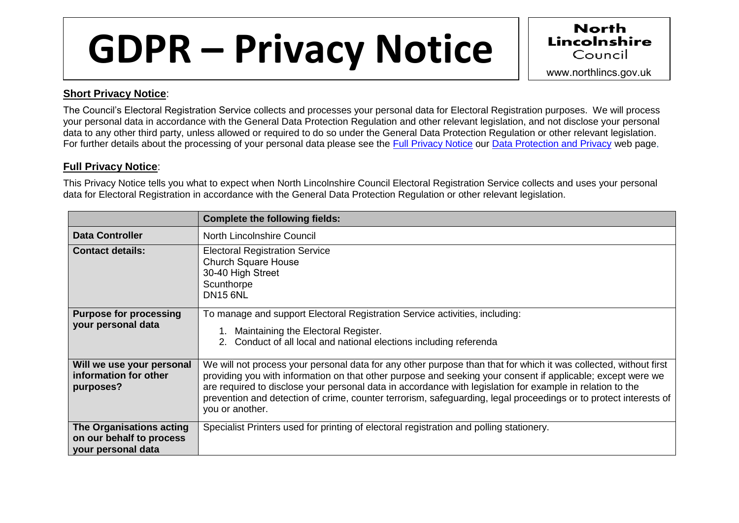# GDPR – Privacy Notice

North Lincolnshire Council
www.northlincs.gov.uk

**Short Privacy Notice**:

The Council's Electoral Registration Service collects and processes your personal data for Electoral Registration purposes. We will process your personal data in accordance with the General Data Protection Regulation and other relevant legislation, and not disclose your personal data to any other third party, unless allowed or required to do so under the General Data Protection Regulation or other relevant legislation. For further details about the processing of your personal data please see the Full Privacy Notice our Data Protection and Privacy web page.

**Full Privacy Notice**:

This Privacy Notice tells you what to expect when North Lincolnshire Council Electoral Registration Service collects and uses your personal data for Electoral Registration in accordance with the General Data Protection Regulation or other relevant legislation.

| | **Complete the following fields:** |
|---|---|
| **Data Controller** | North Lincolnshire Council |
| **Contact details:** | Electoral Registration Service<br>Church Square House<br>30-40 High Street<br>Scunthorpe<br>DN15 6NL |
| **Purpose for processing your personal data** | To manage and support Electoral Registration Service activities, including:<br>1. Maintaining the Electoral Register.<br>2. Conduct of all local and national elections including referenda |
| **Will we use your personal information for other purposes?** | We will not process your personal data for any other purpose than that for which it was collected, without first providing you with information on that other purpose and seeking your consent if applicable; except were we are required to disclose your personal data in accordance with legislation for example in relation to the prevention and detection of crime, counter terrorism, safeguarding, legal proceedings or to protect interests of you or another. |
| **The Organisations acting on our behalf to process your personal data** | Specialist Printers used for printing of electoral registration and polling stationery. |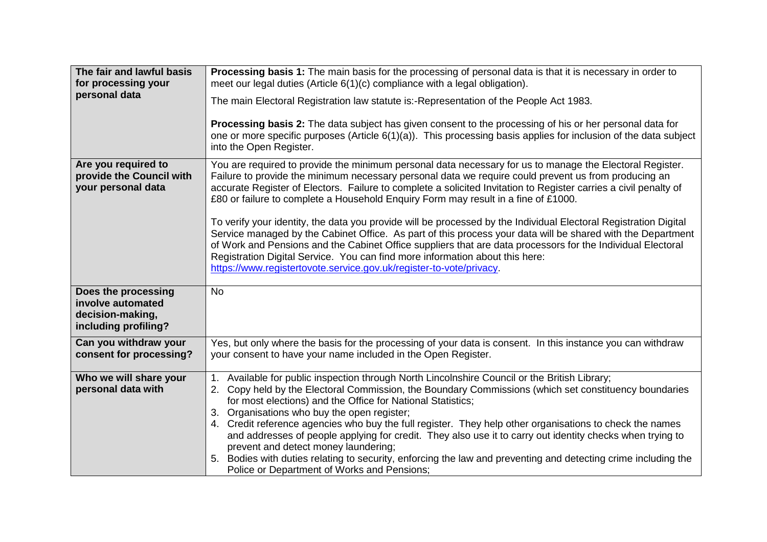| | |
|---|---|
| **The fair and lawful basis for processing your personal data** | **Processing basis 1:** The main basis for the processing of personal data is that it is necessary in order to meet our legal duties (Article 6(1)(c) compliance with a legal obligation).<br><br>The main Electoral Registration law statute is:-Representation of the People Act 1983.<br><br>**Processing basis 2:** The data subject has given consent to the processing of his or her personal data for one or more specific purposes (Article 6(1)(a)). This processing basis applies for inclusion of the data subject into the Open Register. |
| **Are you required to provide the Council with your personal data** | You are required to provide the minimum personal data necessary for us to manage the Electoral Register. Failure to provide the minimum necessary personal data we require could prevent us from producing an accurate Register of Electors. Failure to complete a solicited Invitation to Register carries a civil penalty of £80 or failure to complete a Household Enquiry Form may result in a fine of £1000.<br><br>To verify your identity, the data you provide will be processed by the Individual Electoral Registration Digital Service managed by the Cabinet Office. As part of this process your data will be shared with the Department of Work and Pensions and the Cabinet Office suppliers that are data processors for the Individual Electoral Registration Digital Service. You can find more information about this here: [https://www.registertovote.service.gov.uk/register-to-vote/privacy](https://www.registertovote.service.gov.uk/register-to-vote/privacy). |
| **Does the processing involve automated decision-making, including profiling?** | No |
| **Can you withdraw your consent for processing?** | Yes, but only where the basis for the processing of your data is consent. In this instance you can withdraw your consent to have your name included in the Open Register. |
| **Who we will share your personal data with** | 1. Available for public inspection through North Lincolnshire Council or the British Library;<br>2. Copy held by the Electoral Commission, the Boundary Commissions (which set constituency boundaries for most elections) and the Office for National Statistics;<br>3. Organisations who buy the open register;<br>4. Credit reference agencies who buy the full register. They help other organisations to check the names and addresses of people applying for credit. They also use it to carry out identity checks when trying to prevent and detect money laundering;<br>5. Bodies with duties relating to security, enforcing the law and preventing and detecting crime including the Police or Department of Works and Pensions; |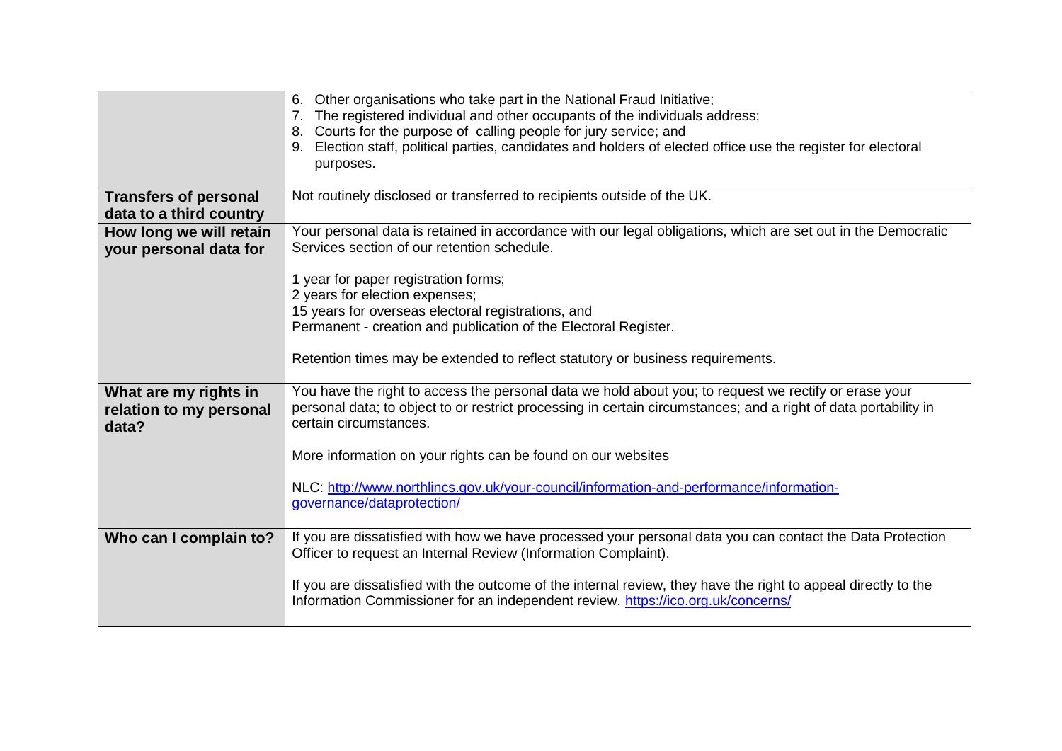| | |
|---|---|
| | 6. Other organisations who take part in the National Fraud Initiative;<br>7. The registered individual and other occupants of the individuals address;<br>8. Courts for the purpose of calling people for jury service; and<br>9. Election staff, political parties, candidates and holders of elected office use the register for electoral purposes. |
| **Transfers of personal data to a third country** | Not routinely disclosed or transferred to recipients outside of the UK. |
| **How long we will retain your personal data for** | Your personal data is retained in accordance with our legal obligations, which are set out in the Democratic Services section of our retention schedule.<br><br>1 year for paper registration forms;<br>2 years for election expenses;<br>15 years for overseas electoral registrations, and<br>Permanent - creation and publication of the Electoral Register.<br><br>Retention times may be extended to reflect statutory or business requirements. |
| **What are my rights in relation to my personal data?** | You have the right to access the personal data we hold about you; to request we rectify or erase your personal data; to object to or restrict processing in certain circumstances; and a right of data portability in certain circumstances.<br><br>More information on your rights can be found on our websites<br><br>NLC: [http://www.northlincs.gov.uk/your-council/information-and-performance/information-governance/dataprotection/](http://www.northlincs.gov.uk/your-council/information-and-performance/information-governance/dataprotection/) |
| **Who can I complain to?** | If you are dissatisfied with how we have processed your personal data you can contact the Data Protection Officer to request an Internal Review (Information Complaint).<br><br>If you are dissatisfied with the outcome of the internal review, they have the right to appeal directly to the Information Commissioner for an independent review. [https://ico.org.uk/concerns/](https://ico.org.uk/concerns/) |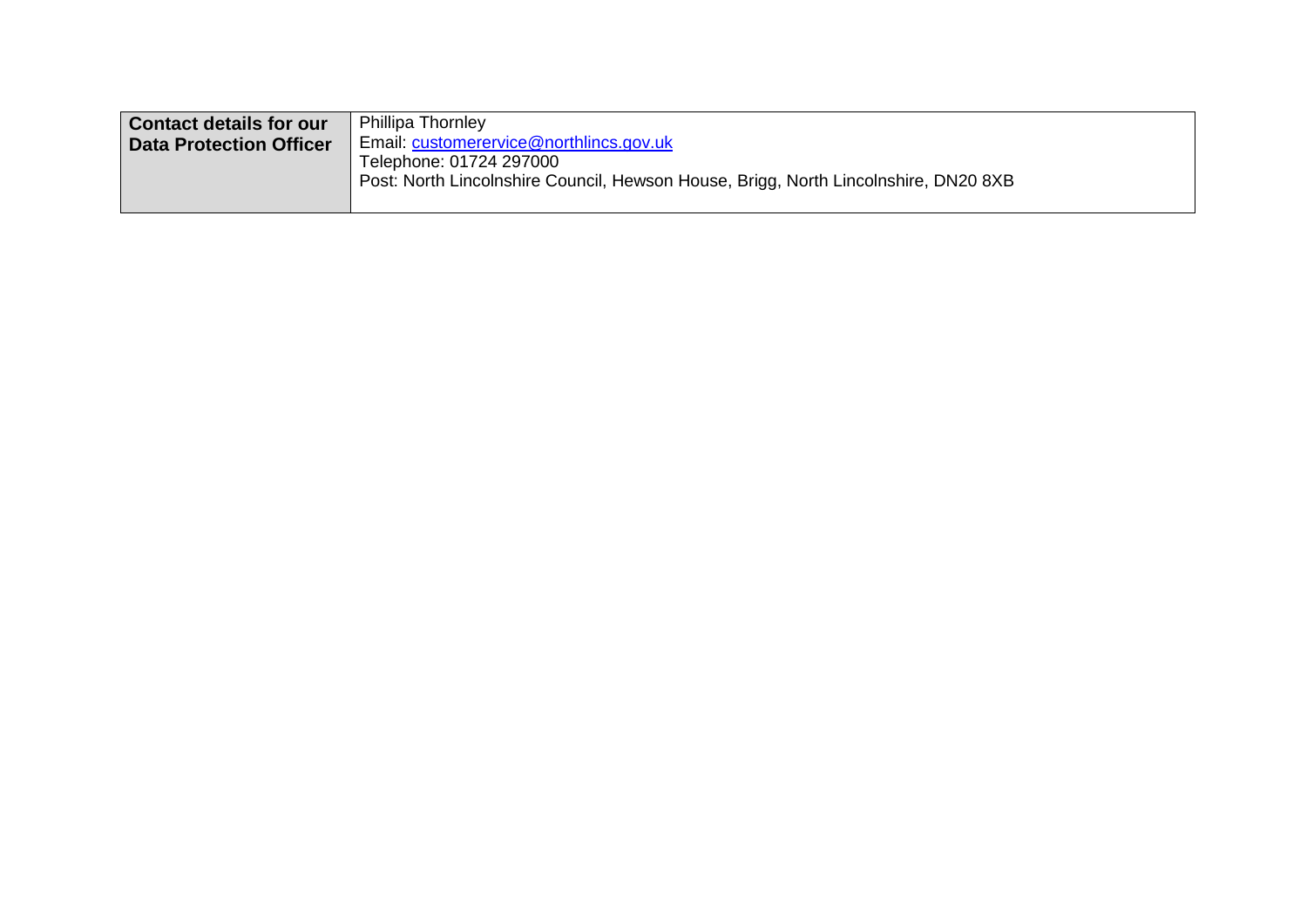| | |
|---|---|
| **Contact details for our Data Protection Officer** | Phillipa Thornley<br>Email: customerervice@northlincs.gov.uk<br>Telephone: 01724 297000<br>Post: North Lincolnshire Council, Hewson House, Brigg, North Lincolnshire, DN20 8XB |